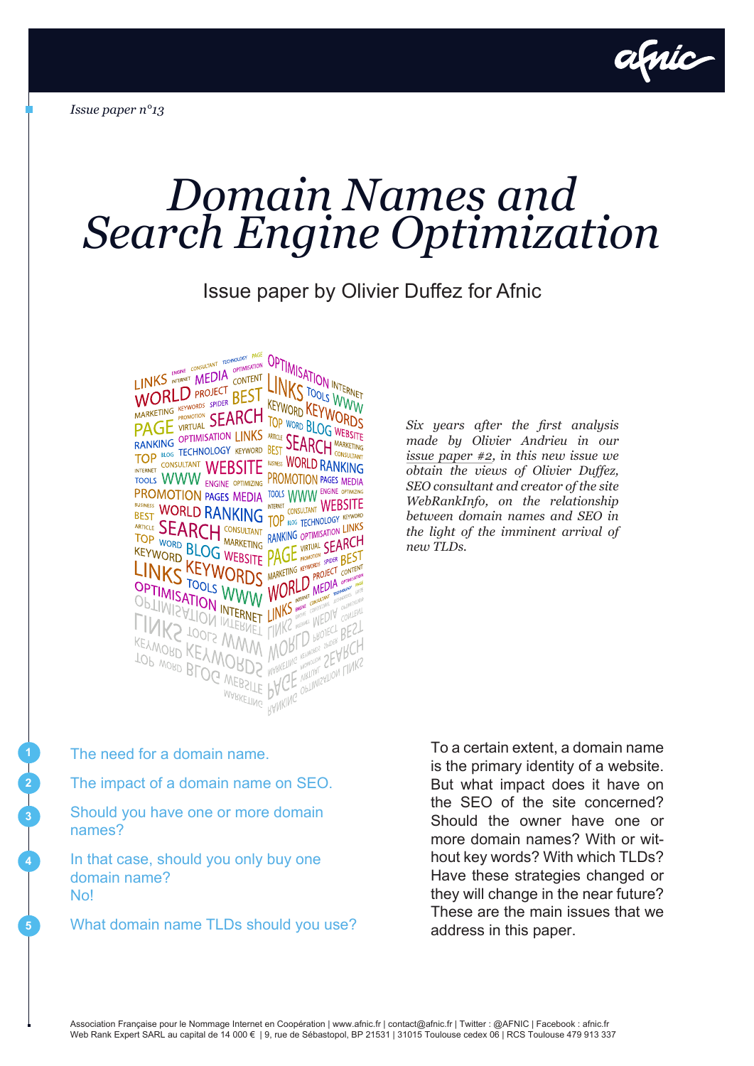*Issue paper n°13*

# *Domain Names and Search Engine Optimization*

Issue paper by Olivier Duffez for Afnic

*Six years after the first analysis made by Olivier Andrieu in our issue paper #2, in this new issue we obtain the views of Olivier Duffez, SEO consultant and creator of the site WebRankInfo, on the relationship between domain names and SEO in the light of the imminent arrival of new TLDs.*

1. The need for a domain name.
2. The impact of a domain name on SEO.
3. Should you have one or more domain names?
4. In that case, should you only buy one domain name? No!
5. What domain name TLDs should you use?

To a certain extent, a domain name is the primary identity of a website. But what impact does it have on the SEO of the site concerned? Should the owner have one or more domain names? With or without key words? With which TLDs? Have these strategies changed or they will change in the near future? These are the main issues that we address in this paper.

Association Française pour le Nommage Internet en Coopération | www.afnic.fr | contact@afnic.fr | Twitter : @AFNIC | Facebook : afnic.fr
Web Rank Expert SARL au capital de 14 000 € | 9, rue de Sébastopol, BP 21531 | 31015 Toulouse cedex 06 | RCS Toulouse 479 913 337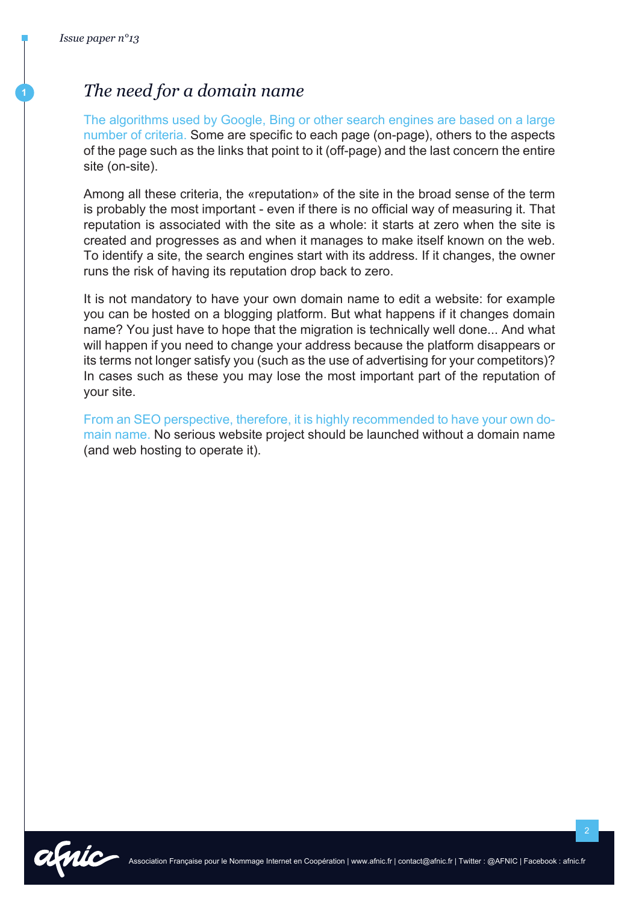# The need for a domain name

The algorithms used by Google, Bing or other search engines are based on a large number of criteria. Some are specific to each page (on-page), others to the aspects of the page such as the links that point to it (off-page) and the last concern the entire site (on-site).

Among all these criteria, the «reputation» of the site in the broad sense of the term is probably the most important - even if there is no official way of measuring it. That reputation is associated with the site as a whole: it starts at zero when the site is created and progresses as and when it manages to make itself known on the web. To identify a site, the search engines start with its address. If it changes, the owner runs the risk of having its reputation drop back to zero.

It is not mandatory to have your own domain name to edit a website: for example you can be hosted on a blogging platform. But what happens if it changes domain name? You just have to hope that the migration is technically well done... And what will happen if you need to change your address because the platform disappears or its terms not longer satisfy you (such as the use of advertising for your competitors)? In cases such as these you may lose the most important part of the reputation of your site.

From an SEO perspective, therefore, it is highly recommended to have your own domain name. No serious website project should be launched without a domain name (and web hosting to operate it).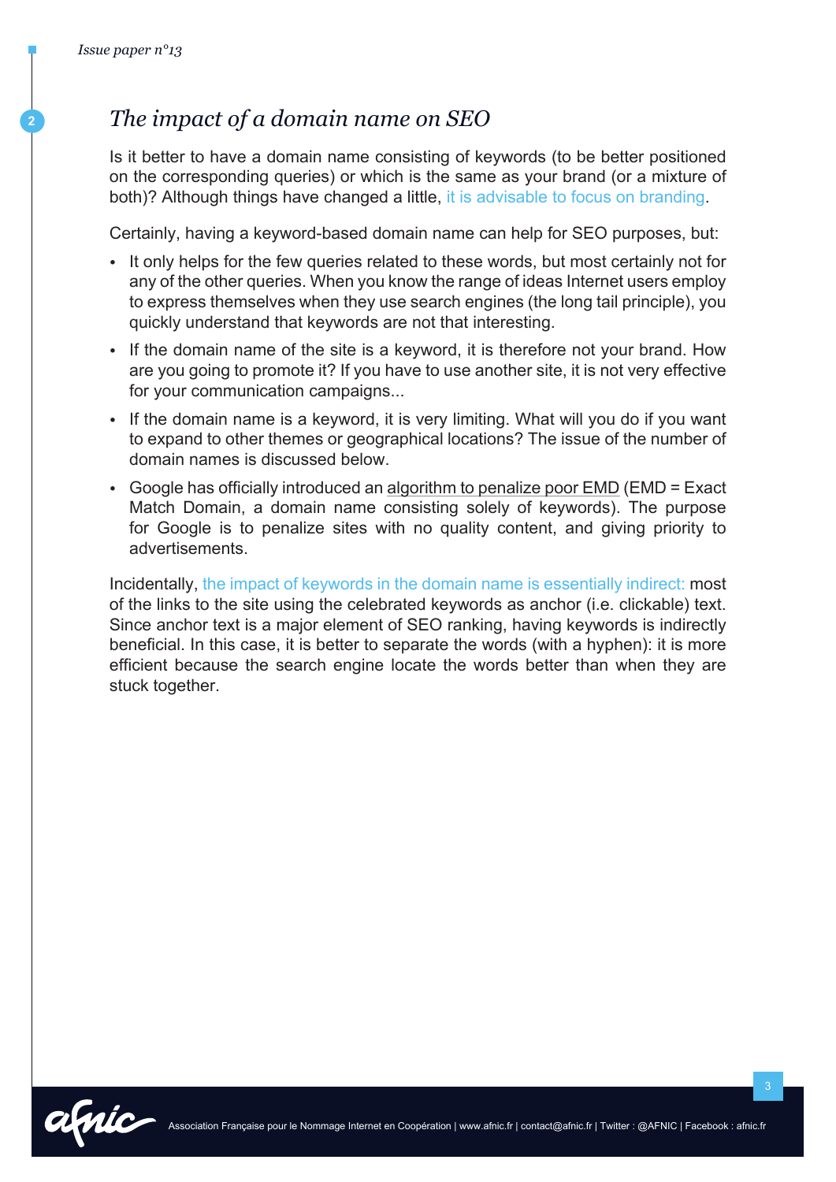## *The impact of a domain name on SEO*

Is it better to have a domain name consisting of keywords (to be better positioned on the corresponding queries) or which is the same as your brand (or a mixture of both)? Although things have changed a little, it is advisable to focus on branding.

Certainly, having a keyword-based domain name can help for SEO purposes, but:

- It only helps for the few queries related to these words, but most certainly not for any of the other queries. When you know the range of ideas Internet users employ to express themselves when they use search engines (the long tail principle), you quickly understand that keywords are not that interesting.
- If the domain name of the site is a keyword, it is therefore not your brand. How are you going to promote it? If you have to use another site, it is not very effective for your communication campaigns...
- If the domain name is a keyword, it is very limiting. What will you do if you want to expand to other themes or geographical locations? The issue of the number of domain names is discussed below.
- Google has officially introduced an algorithm to penalize poor EMD (EMD = Exact Match Domain, a domain name consisting solely of keywords). The purpose for Google is to penalize sites with no quality content, and giving priority to advertisements.

Incidentally, the impact of keywords in the domain name is essentially indirect: most of the links to the site using the celebrated keywords as anchor (i.e. clickable) text. Since anchor text is a major element of SEO ranking, having keywords is indirectly beneficial. In this case, it is better to separate the words (with a hyphen): it is more efficient because the search engine locate the words better than when they are stuck together.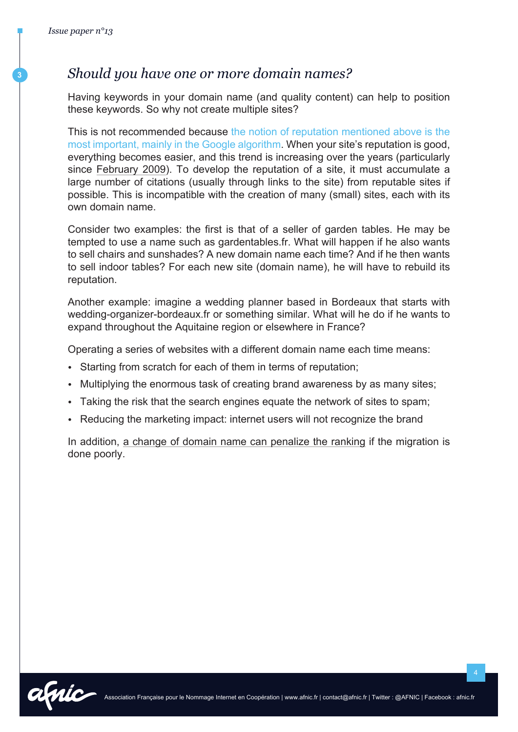## Should you have one or more domain names?

Having keywords in your domain name (and quality content) can help to position these keywords. So why not create multiple sites?

This is not recommended because the notion of reputation mentioned above is the most important, mainly in the Google algorithm. When your site's reputation is good, everything becomes easier, and this trend is increasing over the years (particularly since February 2009). To develop the reputation of a site, it must accumulate a large number of citations (usually through links to the site) from reputable sites if possible. This is incompatible with the creation of many (small) sites, each with its own domain name.

Consider two examples: the first is that of a seller of garden tables. He may be tempted to use a name such as gardentables.fr. What will happen if he also wants to sell chairs and sunshades? A new domain name each time? And if he then wants to sell indoor tables? For each new site (domain name), he will have to rebuild its reputation.

Another example: imagine a wedding planner based in Bordeaux that starts with wedding-organizer-bordeaux.fr or something similar. What will he do if he wants to expand throughout the Aquitaine region or elsewhere in France?

Operating a series of websites with a different domain name each time means:

- Starting from scratch for each of them in terms of reputation;
- Multiplying the enormous task of creating brand awareness by as many sites;
- Taking the risk that the search engines equate the network of sites to spam;
- Reducing the marketing impact: internet users will not recognize the brand

In addition, a change of domain name can penalize the ranking if the migration is done poorly.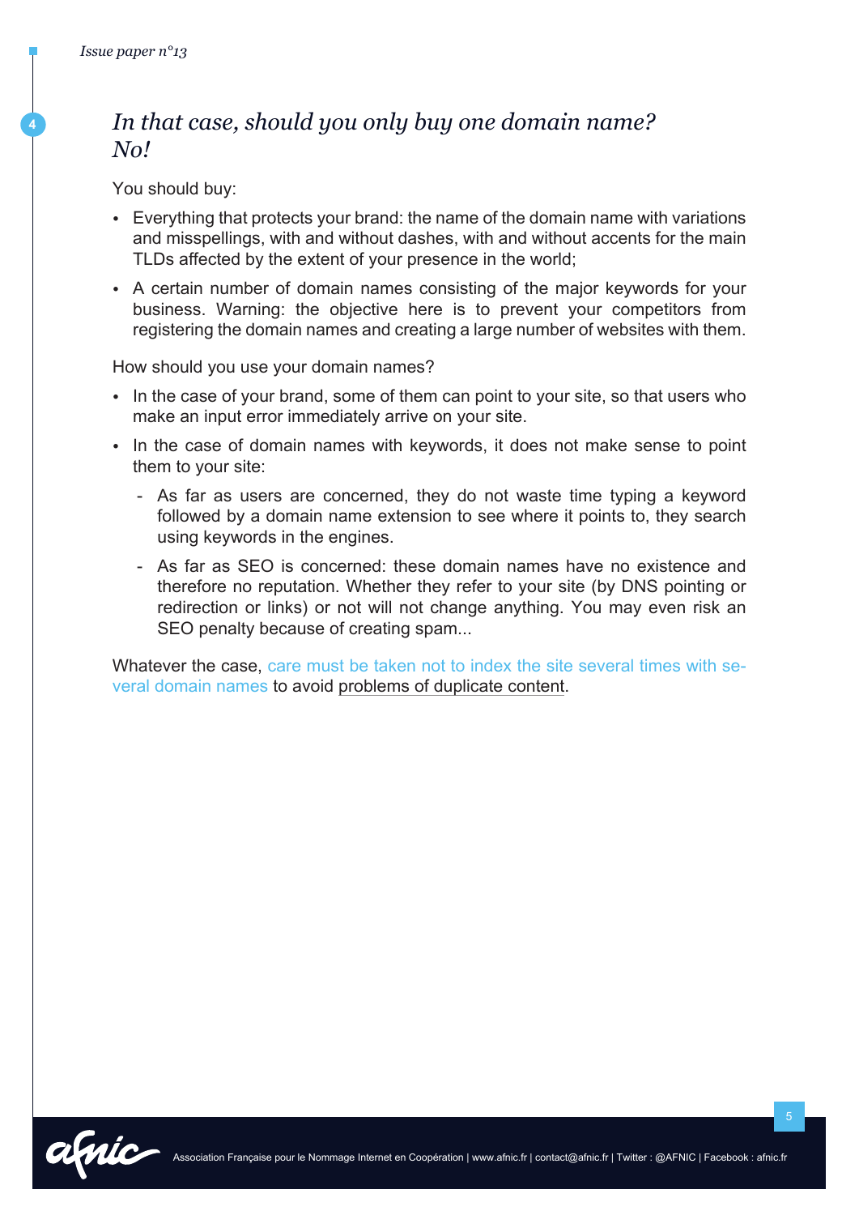## 4 *In that case, should you only buy one domain name? No!*

You should buy:

- Everything that protects your brand: the name of the domain name with variations and misspellings, with and without dashes, with and without accents for the main TLDs affected by the extent of your presence in the world;
- A certain number of domain names consisting of the major keywords for your business. Warning: the objective here is to prevent your competitors from registering the domain names and creating a large number of websites with them.

How should you use your domain names?

- In the case of your brand, some of them can point to your site, so that users who make an input error immediately arrive on your site.
- In the case of domain names with keywords, it does not make sense to point them to your site:
  - As far as users are concerned, they do not waste time typing a keyword followed by a domain name extension to see where it points to, they search using keywords in the engines.
  - As far as SEO is concerned: these domain names have no existence and therefore no reputation. Whether they refer to your site (by DNS pointing or redirection or links) or not will not change anything. You may even risk an SEO penalty because of creating spam...

Whatever the case, care must be taken not to index the site several times with several domain names to avoid problems of duplicate content.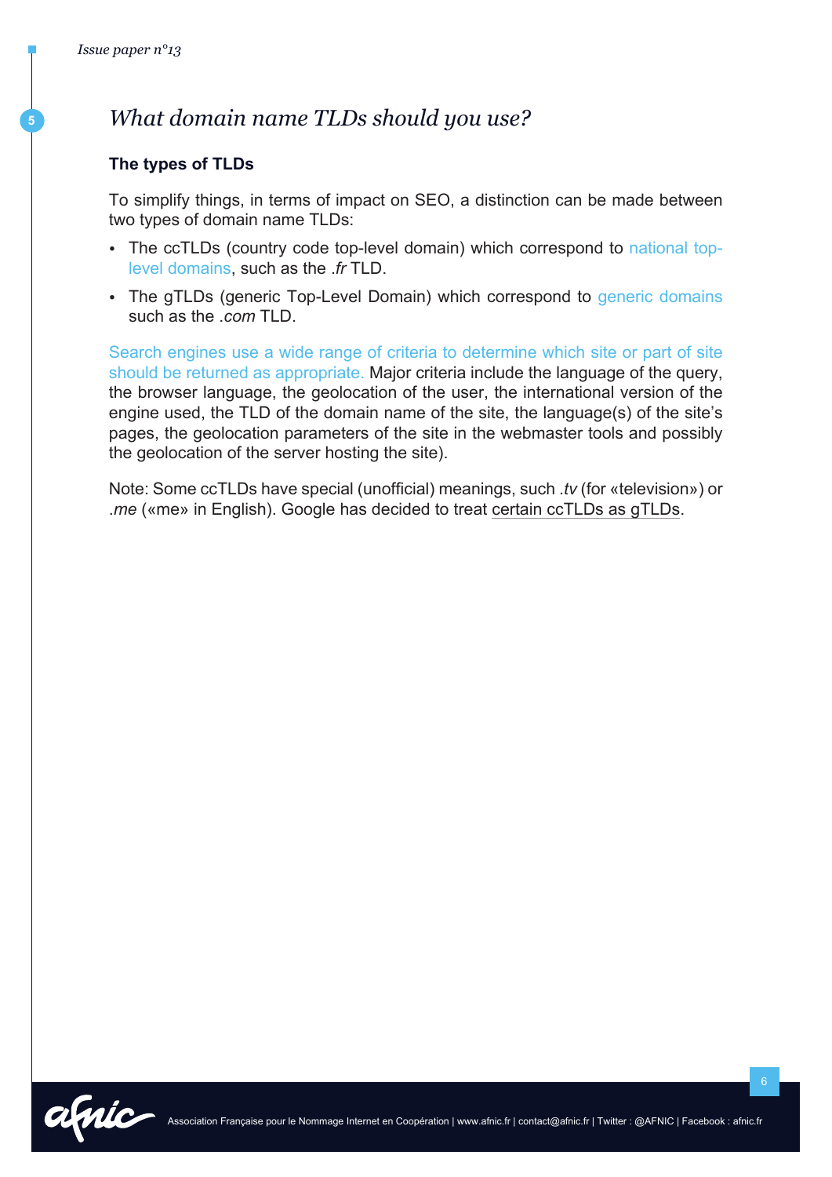## What domain name TLDs should you use?

### The types of TLDs

To simplify things, in terms of impact on SEO, a distinction can be made between two types of domain name TLDs:

- The ccTLDs (country code top-level domain) which correspond to national top-level domains, such as the *.fr* TLD.
- The gTLDs (generic Top-Level Domain) which correspond to generic domains such as the *.com* TLD.

Search engines use a wide range of criteria to determine which site or part of site should be returned as appropriate. Major criteria include the language of the query, the browser language, the geolocation of the user, the international version of the engine used, the TLD of the domain name of the site, the language(s) of the site's pages, the geolocation parameters of the site in the webmaster tools and possibly the geolocation of the server hosting the site).

Note: Some ccTLDs have special (unofficial) meanings, such *.tv* (for «television») or *.me* («me» in English). Google has decided to treat certain ccTLDs as gTLDs.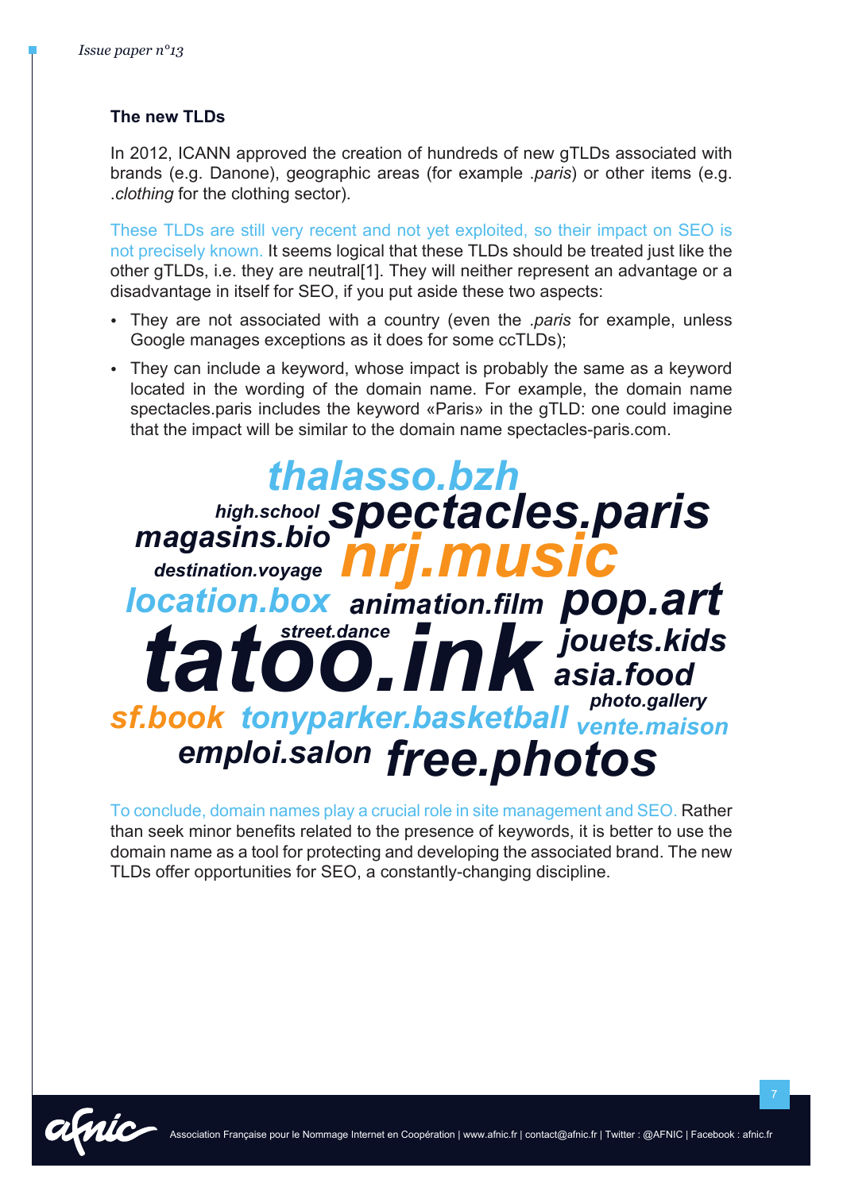### The new TLDs

In 2012, ICANN approved the creation of hundreds of new gTLDs associated with brands (e.g. Danone), geographic areas (for example *.paris*) or other items (e.g. *.clothing* for the clothing sector).

These TLDs are still very recent and not yet exploited, so their impact on SEO is not precisely known. It seems logical that these TLDs should be treated just like the other gTLDs, i.e. they are neutral[1]. They will neither represent an advantage or a disadvantage in itself for SEO, if you put aside these two aspects:

- They are not associated with a country (even the *.paris* for example, unless Google manages exceptions as it does for some ccTLDs);
- They can include a keyword, whose impact is probably the same as a keyword located in the wording of the domain name. For example, the domain name spectacles.paris includes the keyword «Paris» in the gTLD: one could imagine that the impact will be similar to the domain name spectacles-paris.com.

thalasso.bzh high.school spectacles.paris magasins.bio nrj.music destination.voyage location.box animation.film pop.art street.dance tatoo.ink jouets.kids asia.food photo.gallery sf.book tonyparker.basketball vente.maison emploi.salon free.photos

To conclude, domain names play a crucial role in site management and SEO. Rather than seek minor benefits related to the presence of keywords, it is better to use the domain name as a tool for protecting and developing the associated brand. The new TLDs offer opportunities for SEO, a constantly-changing discipline.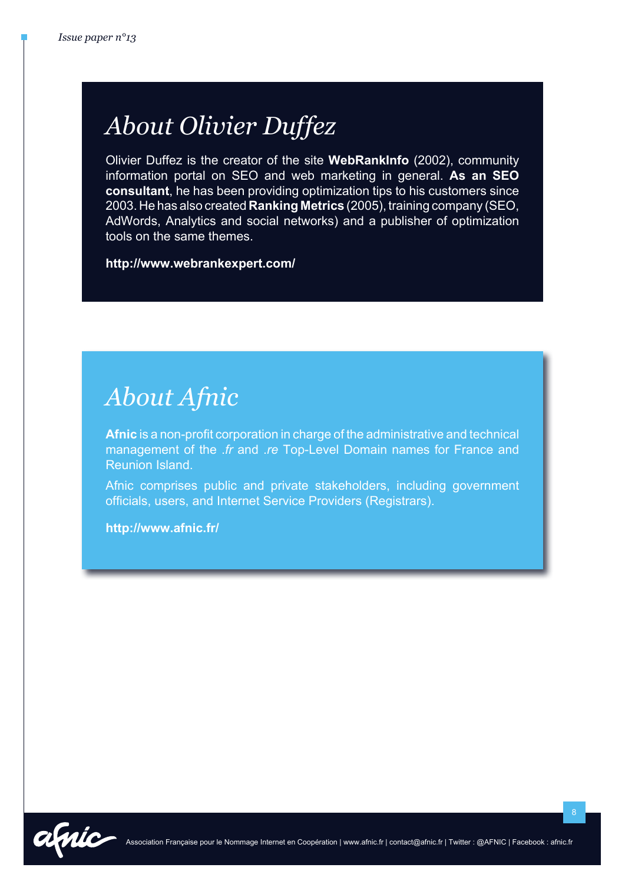## *About Olivier Duffez*

Olivier Duffez is the creator of the site **WebRankInfo** (2002), community information portal on SEO and web marketing in general. **As an SEO consultant**, he has been providing optimization tips to his customers since 2003. He has also created **Ranking Metrics** (2005), training company (SEO, AdWords, Analytics and social networks) and a publisher of optimization tools on the same themes.

**http://www.webrankexpert.com/**

## *About Afnic*

**Afnic** is a non-profit corporation in charge of the administrative and technical management of the *.fr* and *.re* Top-Level Domain names for France and Reunion Island.

Afnic comprises public and private stakeholders, including government officials, users, and Internet Service Providers (Registrars).

**http://www.afnic.fr/**